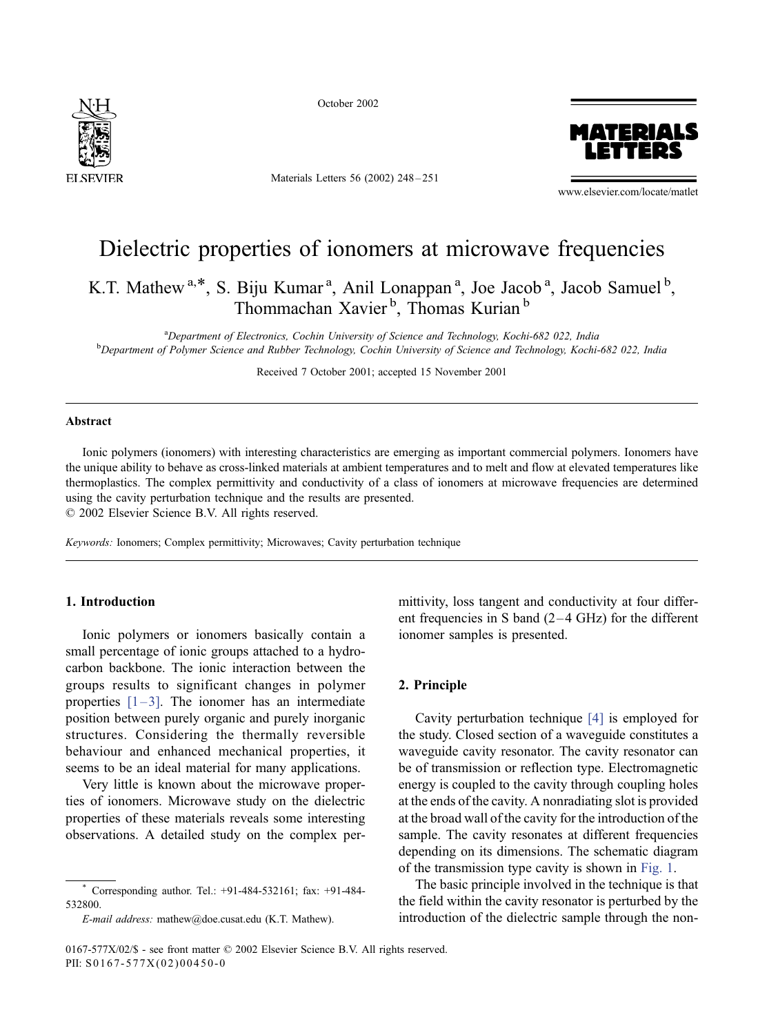# Dielectric properties of ionomers at microwave frequencies

K.T. Mathew [a,*], S. Biju Kumar [a], Anil Lonappan [a], Joe Jacob [a], Jacob Samuel [b], Thommachan Xavier [b], Thomas Kurian [b]

[a] *Department of Electronics, Cochin University of Science and Technology, Kochi-682 022, India*
[b] *Department of Polymer Science and Rubber Technology, Cochin University of Science and Technology, Kochi-682 022, India*

Received 7 October 2001; accepted 15 November 2001

## Abstract

Ionic polymers (ionomers) with interesting characteristics are emerging as important commercial polymers. Ionomers have the unique ability to behave as cross-linked materials at ambient temperatures and to melt and flow at elevated temperatures like thermoplastics. The complex permittivity and conductivity of a class of ionomers at microwave frequencies are determined using the cavity perturbation technique and the results are presented.
© 2002 Elsevier Science B.V. All rights reserved.

*Keywords:* Ionomers; Complex permittivity; Microwaves; Cavity perturbation technique

## 1. Introduction

Ionic polymers or ionomers basically contain a small percentage of ionic groups attached to a hydrocarbon backbone. The ionic interaction between the groups results to significant changes in polymer properties [1–3]. The ionomer has an intermediate position between purely organic and purely inorganic structures. Considering the thermally reversible behaviour and enhanced mechanical properties, it seems to be an ideal material for many applications.

Very little is known about the microwave properties of ionomers. Microwave study on the dielectric properties of these materials reveals some interesting observations. A detailed study on the complex permittivity, loss tangent and conductivity at four different frequencies in S band (2–4 GHz) for the different ionomer samples is presented.

## 2. Principle

Cavity perturbation technique [4] is employed for the study. Closed section of a waveguide constitutes a waveguide cavity resonator. The cavity resonator can be of transmission or reflection type. Electromagnetic energy is coupled to the cavity through coupling holes at the ends of the cavity. A nonradiating slot is provided at the broad wall of the cavity for the introduction of the sample. The cavity resonates at different frequencies depending on its dimensions. The schematic diagram of the transmission type cavity is shown in Fig. 1.

The basic principle involved in the technique is that the field within the cavity resonator is perturbed by the introduction of the dielectric sample through the non-

* Corresponding author. Tel.: +91-484-532161; fax: +91-484-532800.
*E-mail address:* mathew@doe.cusat.edu (K.T. Mathew).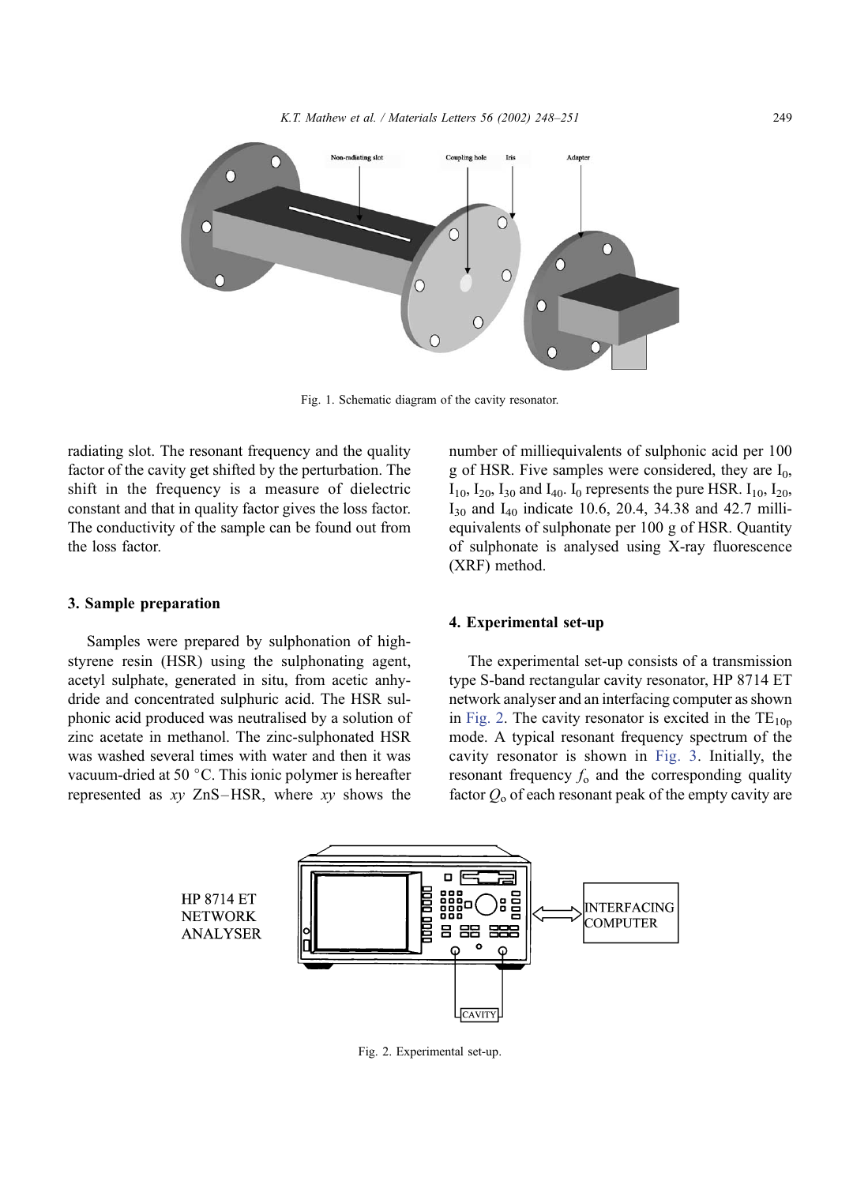Fig. 1. Schematic diagram of the cavity resonator.

radiating slot. The resonant frequency and the quality factor of the cavity get shifted by the perturbation. The shift in the frequency is a measure of dielectric constant and that in quality factor gives the loss factor. The conductivity of the sample can be found out from the loss factor.

### 3. Sample preparation

Samples were prepared by sulphonation of high-styrene resin (HSR) using the sulphonating agent, acetyl sulphate, generated in situ, from acetic anhydride and concentrated sulphuric acid. The HSR sulphonic acid produced was neutralised by a solution of zinc acetate in methanol. The zinc-sulphonated HSR was washed several times with water and then it was vacuum-dried at 50 °C. This ionic polymer is hereafter represented as *xy* ZnS–HSR, where *xy* shows the number of milliequivalents of sulphonic acid per 100 g of HSR. Five samples were considered, they are $I_0$, $I_{10}$, $I_{20}$, $I_{30}$ and $I_{40}$. $I_0$ represents the pure HSR. $I_{10}$, $I_{20}$, $I_{30}$ and $I_{40}$ indicate 10.6, 20.4, 34.38 and 42.7 milliequivalents of sulphonate per 100 g of HSR. Quantity of sulphonate is analysed using X-ray fluorescence (XRF) method.

### 4. Experimental set-up

The experimental set-up consists of a transmission type S-band rectangular cavity resonator, HP 8714 ET network analyser and an interfacing computer as shown in Fig. 2. The cavity resonator is excited in the $TE_{10p}$ mode. A typical resonant frequency spectrum of the cavity resonator is shown in Fig. 3. Initially, the resonant frequency $f_o$ and the corresponding quality factor $Q_o$ of each resonant peak of the empty cavity are

Fig. 2. Experimental set-up.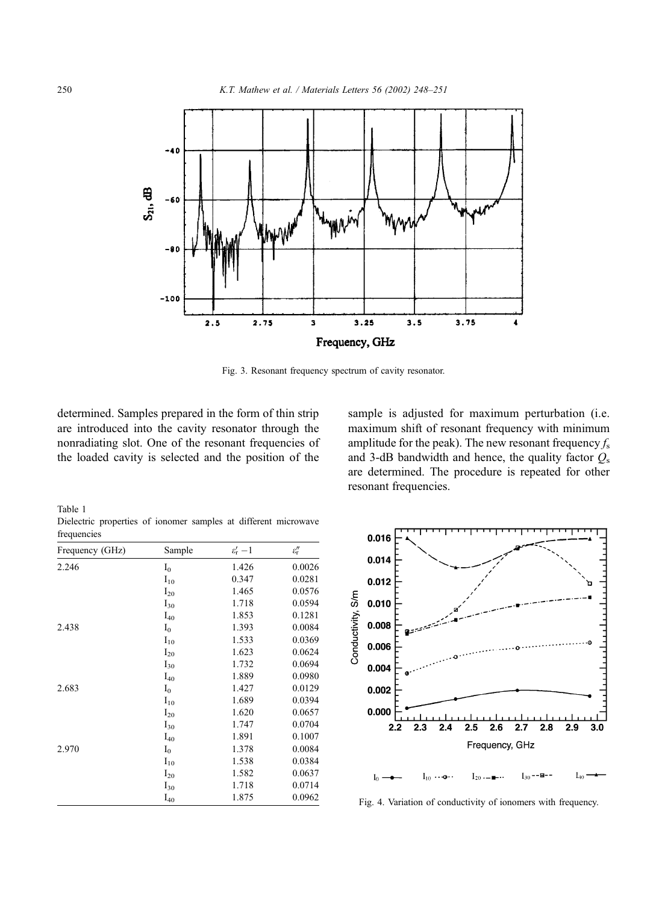Fig. 3. Resonant frequency spectrum of cavity resonator.

determined. Samples prepared in the form of thin strip are introduced into the cavity resonator through the nonradiating slot. One of the resonant frequencies of the loaded cavity is selected and the position of the sample is adjusted for maximum perturbation (i.e. maximum shift of resonant frequency with minimum amplitude for the peak). The new resonant frequency $f_s$ and 3-dB bandwidth and hence, the quality factor $Q_s$ are determined. The procedure is repeated for other resonant frequencies.

Table 1
Dielectric properties of ionomer samples at different microwave frequencies

| Frequency (GHz) | Sample | $\varepsilon_r' - 1$ | $\varepsilon_r''$ |
|---|---|---|---|
| 2.246 | $I_0$ | 1.426 | 0.0026 |
| | $I_{10}$ | 0.347 | 0.0281 |
| | $I_{20}$ | 1.465 | 0.0576 |
| | $I_{30}$ | 1.718 | 0.0594 |
| | $I_{40}$ | 1.853 | 0.1281 |
| 2.438 | $I_0$ | 1.393 | 0.0084 |
| | $I_{10}$ | 1.533 | 0.0369 |
| | $I_{20}$ | 1.623 | 0.0624 |
| | $I_{30}$ | 1.732 | 0.0694 |
| | $I_{40}$ | 1.889 | 0.0980 |
| 2.683 | $I_0$ | 1.427 | 0.0129 |
| | $I_{10}$ | 1.689 | 0.0394 |
| | $I_{20}$ | 1.620 | 0.0657 |
| | $I_{30}$ | 1.747 | 0.0704 |
| | $I_{40}$ | 1.891 | 0.1007 |
| 2.970 | $I_0$ | 1.378 | 0.0084 |
| | $I_{10}$ | 1.538 | 0.0384 |
| | $I_{20}$ | 1.582 | 0.0637 |
| | $I_{30}$ | 1.718 | 0.0714 |
| | $I_{40}$ | 1.875 | 0.0962 |

Fig. 4. Variation of conductivity of ionomers with frequency.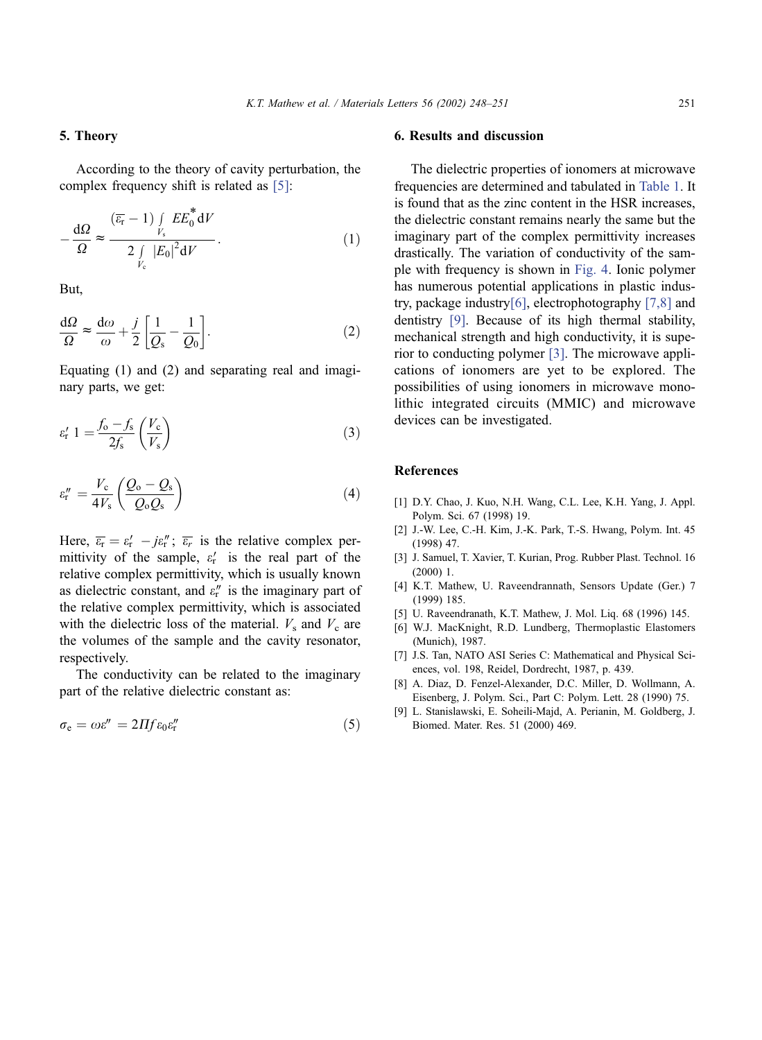## 5. Theory

According to the theory of cavity perturbation, the complex frequency shift is related as [5]:

$$-\frac{d\Omega}{\Omega} \approx \frac{(\overline{\varepsilon_r} - 1)\int_{V_s} EE_0^* dV}{2\int_{V_c} |E_0|^2 dV}. \quad (1)$$

But,

$$\frac{d\Omega}{\Omega} \approx \frac{d\omega}{\omega} + \frac{j}{2}\left[\frac{1}{Q_s} - \frac{1}{Q_0}\right]. \quad (2)$$

Equating (1) and (2) and separating real and imaginary parts, we get:

$$\varepsilon_r' \, 1 = \frac{f_o - f_s}{2f_s}\left(\frac{V_c}{V_s}\right) \quad (3)$$

$$\varepsilon_r'' = \frac{V_c}{4V_s}\left(\frac{Q_o - Q_s}{Q_o Q_s}\right) \quad (4)$$

Here, $\overline{\varepsilon_r} = \varepsilon_r' - j\varepsilon_r''$; $\overline{\varepsilon_r}$ is the relative complex permittivity of the sample, $\varepsilon_r'$ is the real part of the relative complex permittivity, which is usually known as dielectric constant, and $\varepsilon_r''$ is the imaginary part of the relative complex permittivity, which is associated with the dielectric loss of the material. $V_s$ and $V_c$ are the volumes of the sample and the cavity resonator, respectively.

The conductivity can be related to the imaginary part of the relative dielectric constant as:

$$\sigma_e = \omega\varepsilon'' = 2\Pi f \varepsilon_0 \varepsilon_r'' \quad (5)$$

## 6. Results and discussion

The dielectric properties of ionomers at microwave frequencies are determined and tabulated in Table 1. It is found that as the zinc content in the HSR increases, the dielectric constant remains nearly the same but the imaginary part of the complex permittivity increases drastically. The variation of conductivity of the sample with frequency is shown in Fig. 4. Ionic polymer has numerous potential applications in plastic industry, package industry[6], electrophotography [7,8] and dentistry [9]. Because of its high thermal stability, mechanical strength and high conductivity, it is superior to conducting polymer [3]. The microwave applications of ionomers are yet to be explored. The possibilities of using ionomers in microwave monolithic integrated circuits (MMIC) and microwave devices can be investigated.

## References

[1] D.Y. Chao, J. Kuo, N.H. Wang, C.L. Lee, K.H. Yang, J. Appl. Polym. Sci. 67 (1998) 19.

[2] J.-W. Lee, C.-H. Kim, J.-K. Park, T.-S. Hwang, Polym. Int. 45 (1998) 47.

[3] J. Samuel, T. Xavier, T. Kurian, Prog. Rubber Plast. Technol. 16 (2000) 1.

[4] K.T. Mathew, U. Raveendrannath, Sensors Update (Ger.) 7 (1999) 185.

[5] U. Raveendranath, K.T. Mathew, J. Mol. Liq. 68 (1996) 145.

[6] W.J. MacKnight, R.D. Lundberg, Thermoplastic Elastomers (Munich), 1987.

[7] J.S. Tan, NATO ASI Series C: Mathematical and Physical Sciences, vol. 198, Reidel, Dordrecht, 1987, p. 439.

[8] A. Diaz, D. Fenzel-Alexander, D.C. Miller, D. Wollmann, A. Eisenberg, J. Polym. Sci., Part C: Polym. Lett. 28 (1990) 75.

[9] L. Stanislawski, E. Soheili-Majd, A. Perianin, M. Goldberg, J. Biomed. Mater. Res. 51 (2000) 469.